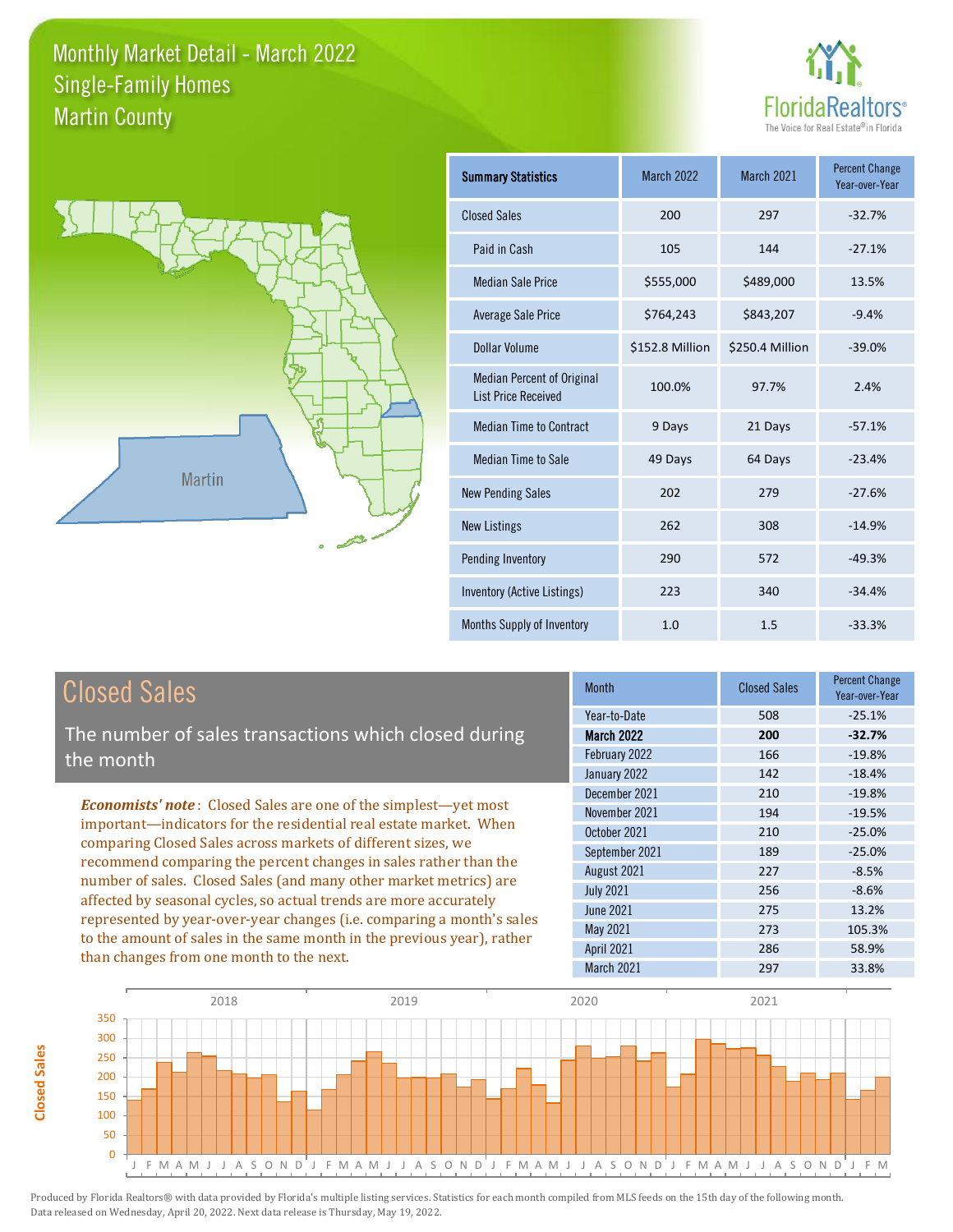# Monthly Market Detail - March 2022
## Single-Family Homes
## Martin County

| Summary Statistics | March 2022 | March 2021 | Percent Change Year-over-Year |
|---|---|---|---|
| Closed Sales | 200 | 297 | -32.7% |
| Paid in Cash | 105 | 144 | -27.1% |
| Median Sale Price | $555,000 | $489,000 | 13.5% |
| Average Sale Price | $764,243 | $843,207 | -9.4% |
| Dollar Volume | $152.8 Million | $250.4 Million | -39.0% |
| Median Percent of Original List Price Received | 100.0% | 97.7% | 2.4% |
| Median Time to Contract | 9 Days | 21 Days | -57.1% |
| Median Time to Sale | 49 Days | 64 Days | -23.4% |
| New Pending Sales | 202 | 279 | -27.6% |
| New Listings | 262 | 308 | -14.9% |
| Pending Inventory | 290 | 572 | -49.3% |
| Inventory (Active Listings) | 223 | 340 | -34.4% |
| Months Supply of Inventory | 1.0 | 1.5 | -33.3% |

## Closed Sales

The number of sales transactions which closed during the month

***Economists' note***: Closed Sales are one of the simplest—yet most important—indicators for the residential real estate market. When comparing Closed Sales across markets of different sizes, we recommend comparing the percent changes in sales rather than the number of sales. Closed Sales (and many other market metrics) are affected by seasonal cycles, so actual trends are more accurately represented by year-over-year changes (i.e. comparing a month's sales to the amount of sales in the same month in the previous year), rather than changes from one month to the next.

| Month | Closed Sales | Percent Change Year-over-Year |
|---|---|---|
| Year-to-Date | 508 | -25.1% |
| **March 2022** | **200** | **-32.7%** |
| February 2022 | 166 | -19.8% |
| January 2022 | 142 | -18.4% |
| December 2021 | 210 | -19.8% |
| November 2021 | 194 | -19.5% |
| October 2021 | 210 | -25.0% |
| September 2021 | 189 | -25.0% |
| August 2021 | 227 | -8.5% |
| July 2021 | 256 | -8.6% |
| June 2021 | 275 | 13.2% |
| May 2021 | 273 | 105.3% |
| April 2021 | 286 | 58.9% |
| March 2021 | 297 | 33.8% |

Produced by Florida Realtors® with data provided by Florida's multiple listing services. Statistics for each month compiled from MLS feeds on the 15th day of the following month. Data released on Wednesday, April 20, 2022. Next data release is Thursday, May 19, 2022.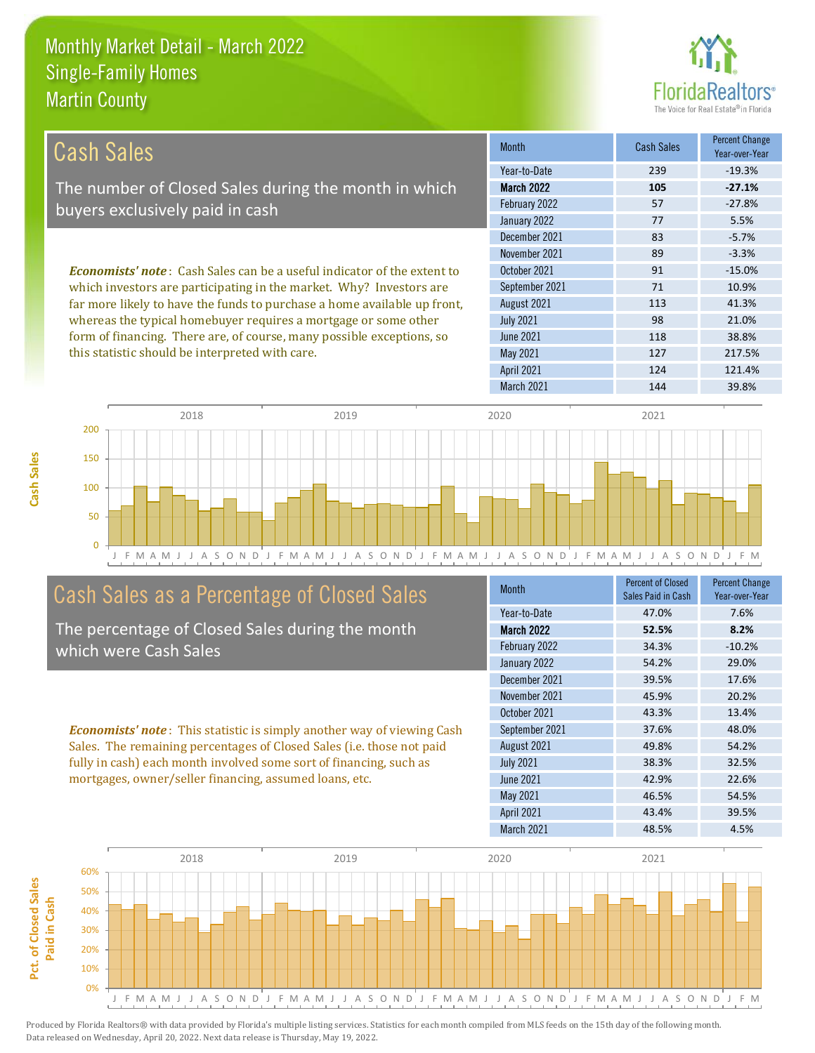Monthly Market Detail - March 2022
Single-Family Homes
Martin County

## Cash Sales

The number of Closed Sales during the month in which buyers exclusively paid in cash

***Economists' note***: Cash Sales can be a useful indicator of the extent to which investors are participating in the market. Why? Investors are far more likely to have the funds to purchase a home available up front, whereas the typical homebuyer requires a mortgage or some other form of financing. There are, of course, many possible exceptions, so this statistic should be interpreted with care.

| Month | Cash Sales | Percent Change Year-over-Year |
|---|---|---|
| Year-to-Date | 239 | -19.3% |
| **March 2022** | **105** | **-27.1%** |
| February 2022 | 57 | -27.8% |
| January 2022 | 77 | 5.5% |
| December 2021 | 83 | -5.7% |
| November 2021 | 89 | -3.3% |
| October 2021 | 91 | -15.0% |
| September 2021 | 71 | 10.9% |
| August 2021 | 113 | 41.3% |
| July 2021 | 98 | 21.0% |
| June 2021 | 118 | 38.8% |
| May 2021 | 127 | 217.5% |
| April 2021 | 124 | 121.4% |
| March 2021 | 144 | 39.8% |

## Cash Sales as a Percentage of Closed Sales

The percentage of Closed Sales during the month which were Cash Sales

***Economists' note***: This statistic is simply another way of viewing Cash Sales. The remaining percentages of Closed Sales (i.e. those not paid fully in cash) each month involved some sort of financing, such as mortgages, owner/seller financing, assumed loans, etc.

| Month | Percent of Closed Sales Paid in Cash | Percent Change Year-over-Year |
|---|---|---|
| Year-to-Date | 47.0% | 7.6% |
| **March 2022** | **52.5%** | **8.2%** |
| February 2022 | 34.3% | -10.2% |
| January 2022 | 54.2% | 29.0% |
| December 2021 | 39.5% | 17.6% |
| November 2021 | 45.9% | 20.2% |
| October 2021 | 43.3% | 13.4% |
| September 2021 | 37.6% | 48.0% |
| August 2021 | 49.8% | 54.2% |
| July 2021 | 38.3% | 32.5% |
| June 2021 | 42.9% | 22.6% |
| May 2021 | 46.5% | 54.5% |
| April 2021 | 43.4% | 39.5% |
| March 2021 | 48.5% | 4.5% |

Produced by Florida Realtors® with data provided by Florida's multiple listing services. Statistics for each month compiled from MLS feeds on the 15th day of the following month. Data released on Wednesday, April 20, 2022. Next data release is Thursday, May 19, 2022.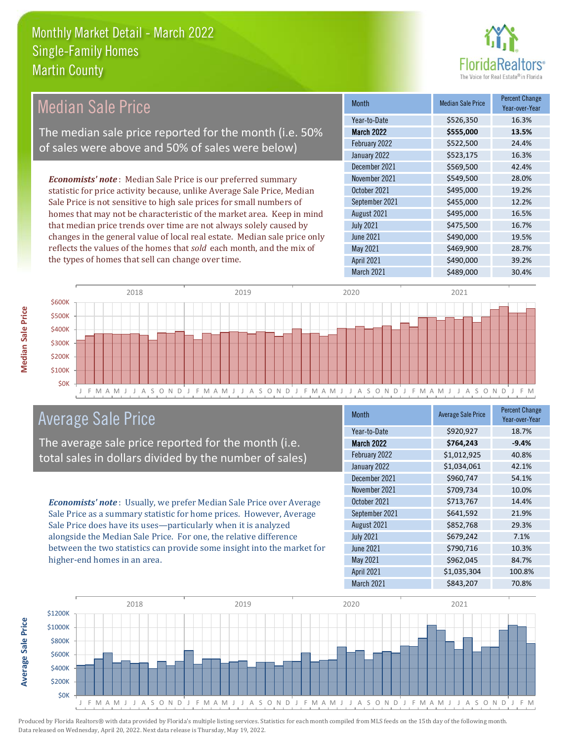# Monthly Market Detail - March 2022
## Single-Family Homes
## Martin County

## Median Sale Price

The median sale price reported for the month (i.e. 50% of sales were above and 50% of sales were below)

***Economists' note***: Median Sale Price is our preferred summary statistic for price activity because, unlike Average Sale Price, Median Sale Price is not sensitive to high sale prices for small numbers of homes that may not be characteristic of the market area. Keep in mind that median price trends over time are not always solely caused by changes in the general value of local real estate. Median sale price only reflects the values of the homes that *sold* each month, and the mix of the types of homes that sell can change over time.

| Month | Median Sale Price | Percent Change Year-over-Year |
|---|---|---|
| Year-to-Date | $526,350 | 16.3% |
| **March 2022** | **$555,000** | **13.5%** |
| February 2022 | $522,500 | 24.4% |
| January 2022 | $523,175 | 16.3% |
| December 2021 | $569,500 | 42.4% |
| November 2021 | $549,500 | 28.0% |
| October 2021 | $495,000 | 19.2% |
| September 2021 | $455,000 | 12.2% |
| August 2021 | $495,000 | 16.5% |
| July 2021 | $475,500 | 16.7% |
| June 2021 | $490,000 | 19.5% |
| May 2021 | $469,900 | 28.7% |
| April 2021 | $490,000 | 39.2% |
| March 2021 | $489,000 | 30.4% |

## Average Sale Price

The average sale price reported for the month (i.e. total sales in dollars divided by the number of sales)

***Economists' note***: Usually, we prefer Median Sale Price over Average Sale Price as a summary statistic for home prices. However, Average Sale Price does have its uses—particularly when it is analyzed alongside the Median Sale Price. For one, the relative difference between the two statistics can provide some insight into the market for higher-end homes in an area.

| Month | Average Sale Price | Percent Change Year-over-Year |
|---|---|---|
| Year-to-Date | $920,927 | 18.7% |
| **March 2022** | **$764,243** | **-9.4%** |
| February 2022 | $1,012,925 | 40.8% |
| January 2022 | $1,034,061 | 42.1% |
| December 2021 | $960,747 | 54.1% |
| November 2021 | $709,734 | 10.0% |
| October 2021 | $713,767 | 14.4% |
| September 2021 | $641,592 | 21.9% |
| August 2021 | $852,768 | 29.3% |
| July 2021 | $679,242 | 7.1% |
| June 2021 | $790,716 | 10.3% |
| May 2021 | $962,045 | 84.7% |
| April 2021 | $1,035,304 | 100.8% |
| March 2021 | $843,207 | 70.8% |

Produced by Florida Realtors® with data provided by Florida's multiple listing services. Statistics for each month compiled from MLS feeds on the 15th day of the following month. Data released on Wednesday, April 20, 2022. Next data release is Thursday, May 19, 2022.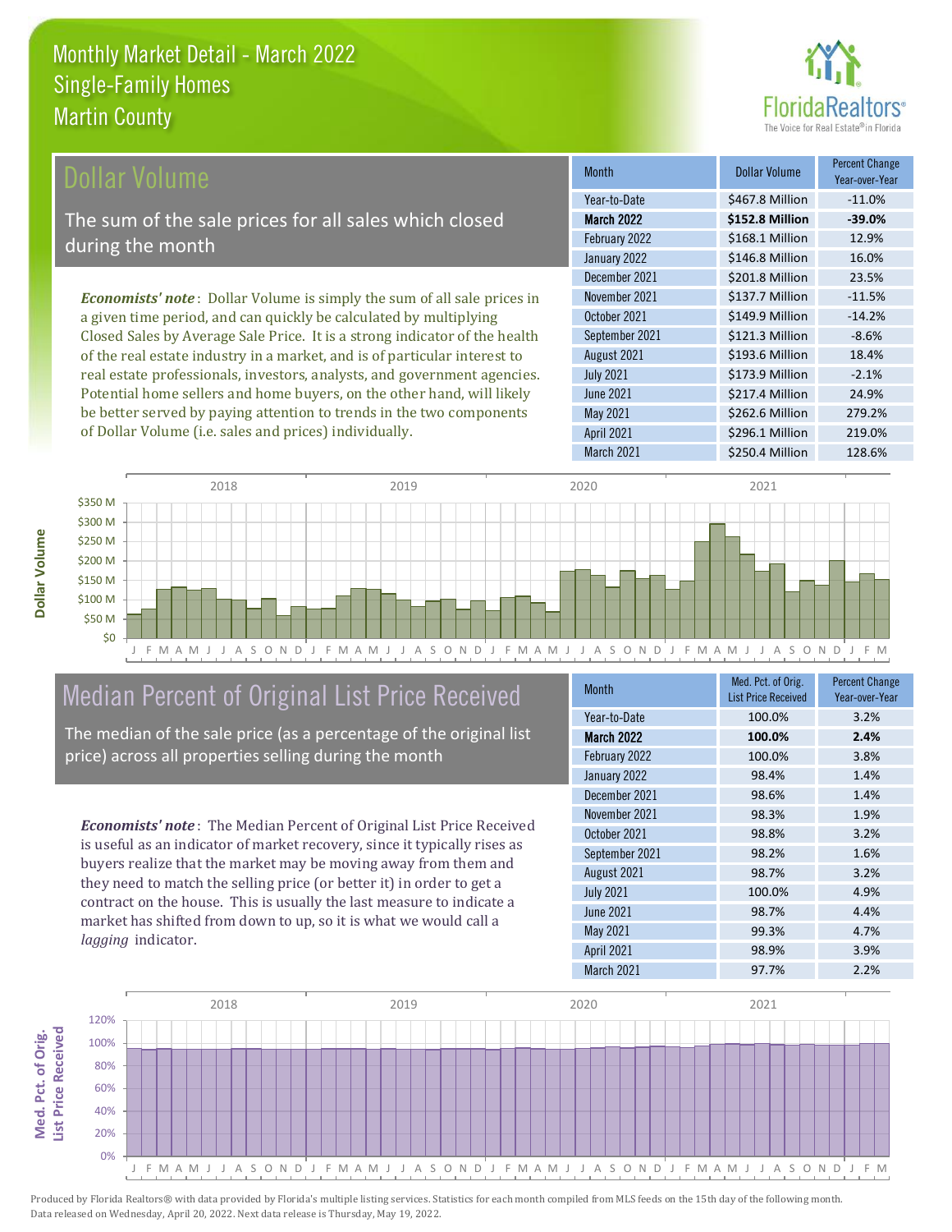Monthly Market Detail - March 2022
Single-Family Homes
Martin County

## Dollar Volume

The sum of the sale prices for all sales which closed during the month

***Economists' note***: Dollar Volume is simply the sum of all sale prices in a given time period, and can quickly be calculated by multiplying Closed Sales by Average Sale Price. It is a strong indicator of the health of the real estate industry in a market, and is of particular interest to real estate professionals, investors, analysts, and government agencies. Potential home sellers and home buyers, on the other hand, will likely be better served by paying attention to trends in the two components of Dollar Volume (i.e. sales and prices) individually.

| Month | Dollar Volume | Percent Change Year-over-Year |
|---|---|---|
| Year-to-Date | $467.8 Million | -11.0% |
| **March 2022** | **$152.8 Million** | **-39.0%** |
| February 2022 | $168.1 Million | 12.9% |
| January 2022 | $146.8 Million | 16.0% |
| December 2021 | $201.8 Million | 23.5% |
| November 2021 | $137.7 Million | -11.5% |
| October 2021 | $149.9 Million | -14.2% |
| September 2021 | $121.3 Million | -8.6% |
| August 2021 | $193.6 Million | 18.4% |
| July 2021 | $173.9 Million | -2.1% |
| June 2021 | $217.4 Million | 24.9% |
| May 2021 | $262.6 Million | 279.2% |
| April 2021 | $296.1 Million | 219.0% |
| March 2021 | $250.4 Million | 128.6% |

## Median Percent of Original List Price Received

The median of the sale price (as a percentage of the original list price) across all properties selling during the month

***Economists' note***: The Median Percent of Original List Price Received is useful as an indicator of market recovery, since it typically rises as buyers realize that the market may be moving away from them and they need to match the selling price (or better it) in order to get a contract on the house. This is usually the last measure to indicate a market has shifted from down to up, so it is what we would call a *lagging* indicator.

| Month | Med. Pct. of Orig. List Price Received | Percent Change Year-over-Year |
|---|---|---|
| Year-to-Date | 100.0% | 3.2% |
| **March 2022** | **100.0%** | **2.4%** |
| February 2022 | 100.0% | 3.8% |
| January 2022 | 98.4% | 1.4% |
| December 2021 | 98.6% | 1.4% |
| November 2021 | 98.3% | 1.9% |
| October 2021 | 98.8% | 3.2% |
| September 2021 | 98.2% | 1.6% |
| August 2021 | 98.7% | 3.2% |
| July 2021 | 100.0% | 4.9% |
| June 2021 | 98.7% | 4.4% |
| May 2021 | 99.3% | 4.7% |
| April 2021 | 98.9% | 3.9% |
| March 2021 | 97.7% | 2.2% |

Produced by Florida Realtors® with data provided by Florida's multiple listing services. Statistics for each month compiled from MLS feeds on the 15th day of the following month. Data released on Wednesday, April 20, 2022. Next data release is Thursday, May 19, 2022.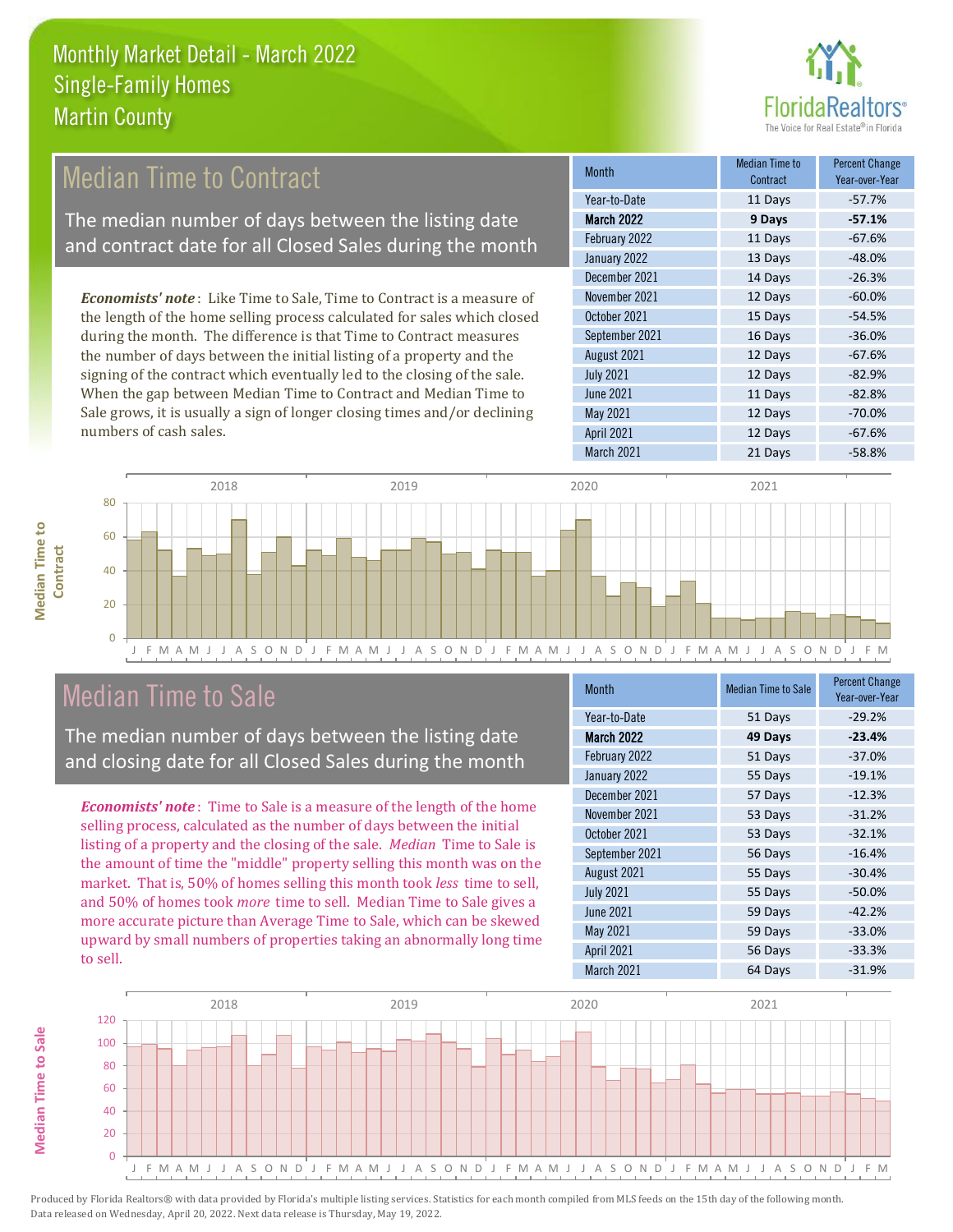# Monthly Market Detail - March 2022
## Single-Family Homes
## Martin County

FloridaRealtors® The Voice for Real Estate® in Florida

## Median Time to Contract

The median number of days between the listing date and contract date for all Closed Sales during the month

***Economists' note***: Like Time to Sale, Time to Contract is a measure of the length of the home selling process calculated for sales which closed during the month. The difference is that Time to Contract measures the number of days between the initial listing of a property and the signing of the contract which eventually led to the closing of the sale. When the gap between Median Time to Contract and Median Time to Sale grows, it is usually a sign of longer closing times and/or declining numbers of cash sales.

| Month | Median Time to Contract | Percent Change Year-over-Year |
|---|---|---|
| Year-to-Date | 11 Days | -57.7% |
| **March 2022** | **9 Days** | **-57.1%** |
| February 2022 | 11 Days | -67.6% |
| January 2022 | 13 Days | -48.0% |
| December 2021 | 14 Days | -26.3% |
| November 2021 | 12 Days | -60.0% |
| October 2021 | 15 Days | -54.5% |
| September 2021 | 16 Days | -36.0% |
| August 2021 | 12 Days | -67.6% |
| July 2021 | 12 Days | -82.9% |
| June 2021 | 11 Days | -82.8% |
| May 2021 | 12 Days | -70.0% |
| April 2021 | 12 Days | -67.6% |
| March 2021 | 21 Days | -58.8% |

## Median Time to Sale

The median number of days between the listing date and closing date for all Closed Sales during the month

***Economists' note***: Time to Sale is a measure of the length of the home selling process, calculated as the number of days between the initial listing of a property and the closing of the sale. *Median* Time to Sale is the amount of time the "middle" property selling this month was on the market. That is, 50% of homes selling this month took *less* time to sell, and 50% of homes took *more* time to sell. Median Time to Sale gives a more accurate picture than Average Time to Sale, which can be skewed upward by small numbers of properties taking an abnormally long time to sell.

| Month | Median Time to Sale | Percent Change Year-over-Year |
|---|---|---|
| Year-to-Date | 51 Days | -29.2% |
| **March 2022** | **49 Days** | **-23.4%** |
| February 2022 | 51 Days | -37.0% |
| January 2022 | 55 Days | -19.1% |
| December 2021 | 57 Days | -12.3% |
| November 2021 | 53 Days | -31.2% |
| October 2021 | 53 Days | -32.1% |
| September 2021 | 56 Days | -16.4% |
| August 2021 | 55 Days | -30.4% |
| July 2021 | 55 Days | -50.0% |
| June 2021 | 59 Days | -42.2% |
| May 2021 | 59 Days | -33.0% |
| April 2021 | 56 Days | -33.3% |
| March 2021 | 64 Days | -31.9% |

Produced by Florida Realtors® with data provided by Florida's multiple listing services. Statistics for each month compiled from MLS feeds on the 15th day of the following month. Data released on Wednesday, April 20, 2022. Next data release is Thursday, May 19, 2022.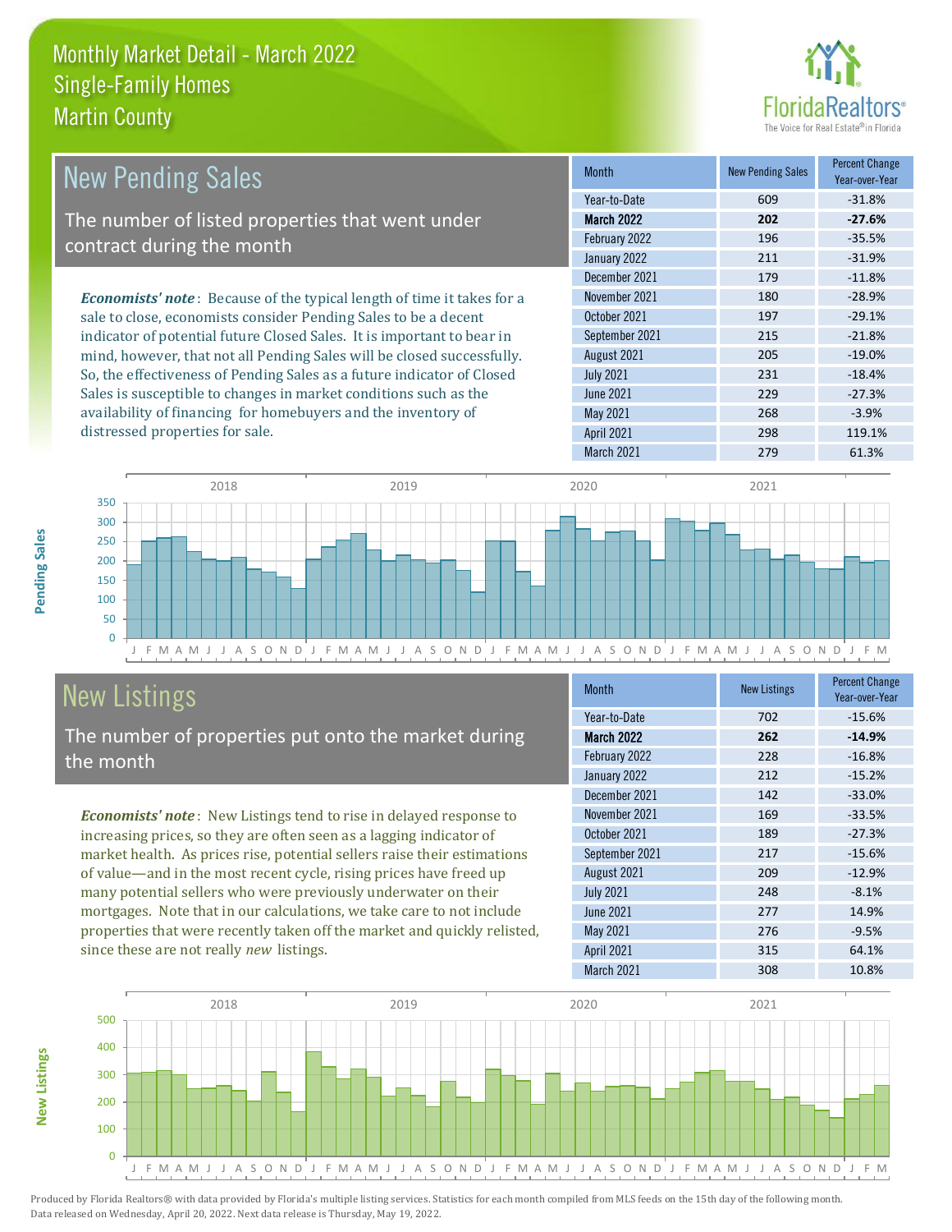# Monthly Market Detail - March 2022
## Single-Family Homes
## Martin County

## New Pending Sales

The number of listed properties that went under contract during the month

*Economists' note*: Because of the typical length of time it takes for a sale to close, economists consider Pending Sales to be a decent indicator of potential future Closed Sales. It is important to bear in mind, however, that not all Pending Sales will be closed successfully. So, the effectiveness of Pending Sales as a future indicator of Closed Sales is susceptible to changes in market conditions such as the availability of financing for homebuyers and the inventory of distressed properties for sale.

| Month | New Pending Sales | Percent Change Year-over-Year |
|---|---|---|
| Year-to-Date | 609 | -31.8% |
| **March 2022** | **202** | **-27.6%** |
| February 2022 | 196 | -35.5% |
| January 2022 | 211 | -31.9% |
| December 2021 | 179 | -11.8% |
| November 2021 | 180 | -28.9% |
| October 2021 | 197 | -29.1% |
| September 2021 | 215 | -21.8% |
| August 2021 | 205 | -19.0% |
| July 2021 | 231 | -18.4% |
| June 2021 | 229 | -27.3% |
| May 2021 | 268 | -3.9% |
| April 2021 | 298 | 119.1% |
| March 2021 | 279 | 61.3% |

## New Listings

The number of properties put onto the market during the month

*Economists' note*: New Listings tend to rise in delayed response to increasing prices, so they are often seen as a lagging indicator of market health. As prices rise, potential sellers raise their estimations of value—and in the most recent cycle, rising prices have freed up many potential sellers who were previously underwater on their mortgages. Note that in our calculations, we take care to not include properties that were recently taken off the market and quickly relisted, since these are not really *new* listings.

| Month | New Listings | Percent Change Year-over-Year |
|---|---|---|
| Year-to-Date | 702 | -15.6% |
| **March 2022** | **262** | **-14.9%** |
| February 2022 | 228 | -16.8% |
| January 2022 | 212 | -15.2% |
| December 2021 | 142 | -33.0% |
| November 2021 | 169 | -33.5% |
| October 2021 | 189 | -27.3% |
| September 2021 | 217 | -15.6% |
| August 2021 | 209 | -12.9% |
| July 2021 | 248 | -8.1% |
| June 2021 | 277 | 14.9% |
| May 2021 | 276 | -9.5% |
| April 2021 | 315 | 64.1% |
| March 2021 | 308 | 10.8% |

Produced by Florida Realtors® with data provided by Florida's multiple listing services. Statistics for each month compiled from MLS feeds on the 15th day of the following month. Data released on Wednesday, April 20, 2022. Next data release is Thursday, May 19, 2022.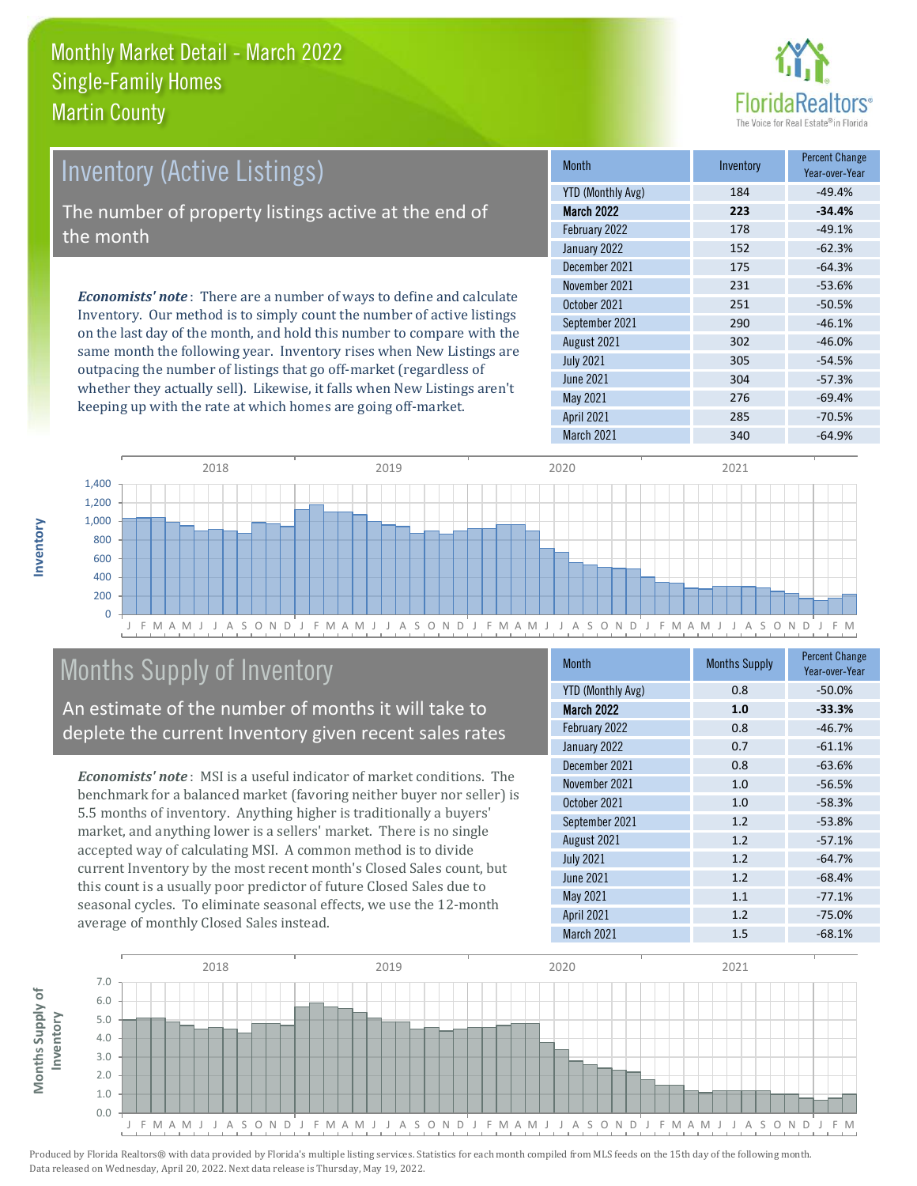# Monthly Market Detail - March 2022
## Single-Family Homes
## Martin County

## Inventory (Active Listings)

The number of property listings active at the end of the month

***Economists' note***: There are a number of ways to define and calculate Inventory. Our method is to simply count the number of active listings on the last day of the month, and hold this number to compare with the same month the following year. Inventory rises when New Listings are outpacing the number of listings that go off-market (regardless of whether they actually sell). Likewise, it falls when New Listings aren't keeping up with the rate at which homes are going off-market.

| Month | Inventory | Percent Change Year-over-Year |
|---|---|---|
| YTD (Monthly Avg) | 184 | -49.4% |
| **March 2022** | **223** | **-34.4%** |
| February 2022 | 178 | -49.1% |
| January 2022 | 152 | -62.3% |
| December 2021 | 175 | -64.3% |
| November 2021 | 231 | -53.6% |
| October 2021 | 251 | -50.5% |
| September 2021 | 290 | -46.1% |
| August 2021 | 302 | -46.0% |
| July 2021 | 305 | -54.5% |
| June 2021 | 304 | -57.3% |
| May 2021 | 276 | -69.4% |
| April 2021 | 285 | -70.5% |
| March 2021 | 340 | -64.9% |

## Months Supply of Inventory

An estimate of the number of months it will take to deplete the current Inventory given recent sales rates

***Economists' note***: MSI is a useful indicator of market conditions. The benchmark for a balanced market (favoring neither buyer nor seller) is 5.5 months of inventory. Anything higher is traditionally a buyers' market, and anything lower is a sellers' market. There is no single accepted way of calculating MSI. A common method is to divide current Inventory by the most recent month's Closed Sales count, but this count is a usually poor predictor of future Closed Sales due to seasonal cycles. To eliminate seasonal effects, we use the 12-month average of monthly Closed Sales instead.

| Month | Months Supply | Percent Change Year-over-Year |
|---|---|---|
| YTD (Monthly Avg) | 0.8 | -50.0% |
| **March 2022** | **1.0** | **-33.3%** |
| February 2022 | 0.8 | -46.7% |
| January 2022 | 0.7 | -61.1% |
| December 2021 | 0.8 | -63.6% |
| November 2021 | 1.0 | -56.5% |
| October 2021 | 1.0 | -58.3% |
| September 2021 | 1.2 | -53.8% |
| August 2021 | 1.2 | -57.1% |
| July 2021 | 1.2 | -64.7% |
| June 2021 | 1.2 | -68.4% |
| May 2021 | 1.1 | -77.1% |
| April 2021 | 1.2 | -75.0% |
| March 2021 | 1.5 | -68.1% |

Produced by Florida Realtors® with data provided by Florida's multiple listing services. Statistics for each month compiled from MLS feeds on the 15th day of the following month. Data released on Wednesday, April 20, 2022. Next data release is Thursday, May 19, 2022.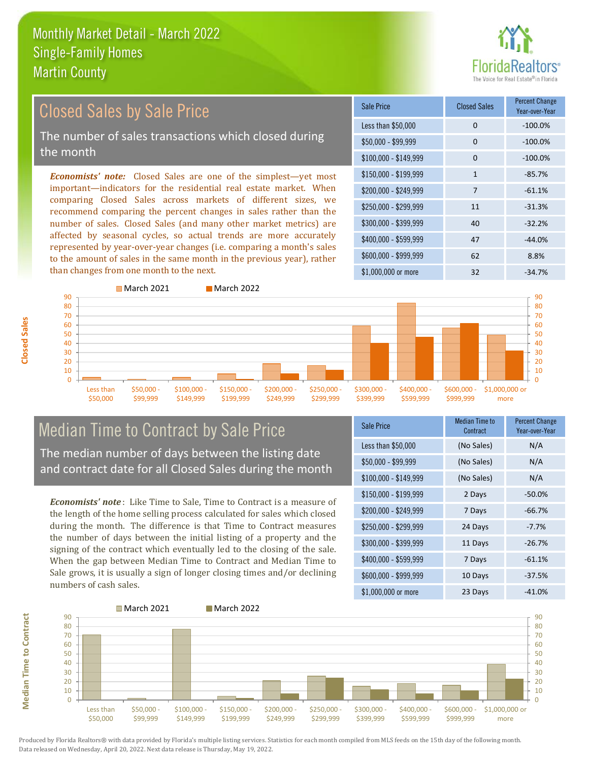Monthly Market Detail - March 2022
Single-Family Homes
Martin County

## Closed Sales by Sale Price

The number of sales transactions which closed during the month

***Economists' note:*** Closed Sales are one of the simplest—yet most important—indicators for the residential real estate market. When comparing Closed Sales across markets of different sizes, we recommend comparing the percent changes in sales rather than the number of sales. Closed Sales (and many other market metrics) are affected by seasonal cycles, so actual trends are more accurately represented by year-over-year changes (i.e. comparing a month's sales to the amount of sales in the same month in the previous year), rather than changes from one month to the next.

| Sale Price | Closed Sales | Percent Change Year-over-Year |
|---|---|---|
| Less than $50,000 | 0 | -100.0% |
| $50,000 - $99,999 | 0 | -100.0% |
| $100,000 - $149,999 | 0 | -100.0% |
| $150,000 - $199,999 | 1 | -85.7% |
| $200,000 - $249,999 | 7 | -61.1% |
| $250,000 - $299,999 | 11 | -31.3% |
| $300,000 - $399,999 | 40 | -32.2% |
| $400,000 - $599,999 | 47 | -44.0% |
| $600,000 - $999,999 | 62 | 8.8% |
| $1,000,000 or more | 32 | -34.7% |

## Median Time to Contract by Sale Price

The median number of days between the listing date and contract date for all Closed Sales during the month

***Economists' note***: Like Time to Sale, Time to Contract is a measure of the length of the home selling process calculated for sales which closed during the month. The difference is that Time to Contract measures the number of days between the initial listing of a property and the signing of the contract which eventually led to the closing of the sale. When the gap between Median Time to Contract and Median Time to Sale grows, it is usually a sign of longer closing times and/or declining numbers of cash sales.

| Sale Price | Median Time to Contract | Percent Change Year-over-Year |
|---|---|---|
| Less than $50,000 | (No Sales) | N/A |
| $50,000 - $99,999 | (No Sales) | N/A |
| $100,000 - $149,999 | (No Sales) | N/A |
| $150,000 - $199,999 | 2 Days | -50.0% |
| $200,000 - $249,999 | 7 Days | -66.7% |
| $250,000 - $299,999 | 24 Days | -7.7% |
| $300,000 - $399,999 | 11 Days | -26.7% |
| $400,000 - $599,999 | 7 Days | -61.1% |
| $600,000 - $999,999 | 10 Days | -37.5% |
| $1,000,000 or more | 23 Days | -41.0% |

Produced by Florida Realtors® with data provided by Florida's multiple listing services. Statistics for each month compiled from MLS feeds on the 15th day of the following month. Data released on Wednesday, April 20, 2022. Next data release is Thursday, May 19, 2022.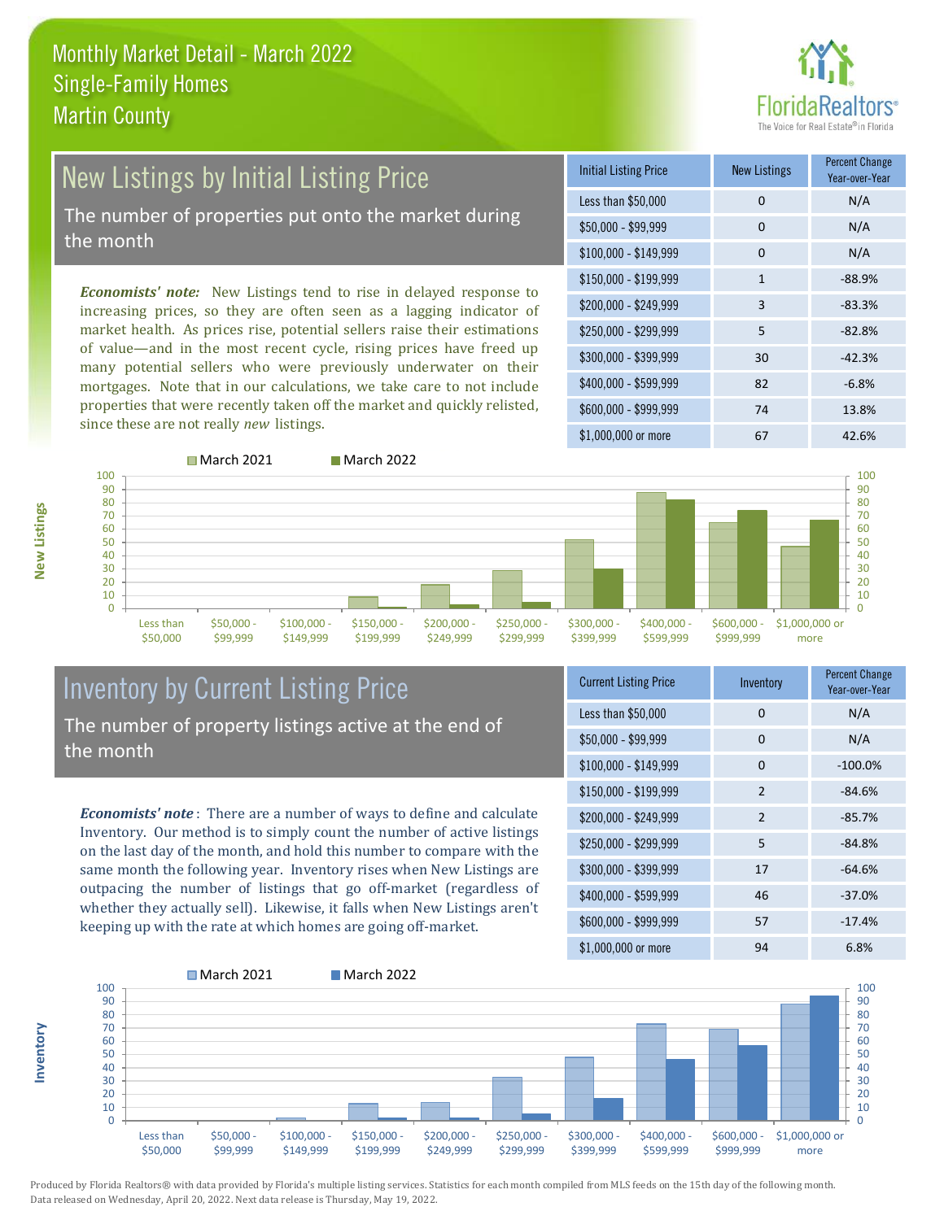# Monthly Market Detail - March 2022
## Single-Family Homes
## Martin County

## New Listings by Initial Listing Price

The number of properties put onto the market during the month

*Economists' note:* New Listings tend to rise in delayed response to increasing prices, so they are often seen as a lagging indicator of market health. As prices rise, potential sellers raise their estimations of value—and in the most recent cycle, rising prices have freed up many potential sellers who were previously underwater on their mortgages. Note that in our calculations, we take care to not include properties that were recently taken off the market and quickly relisted, since these are not really *new* listings.

| Initial Listing Price | New Listings | Percent Change Year-over-Year |
|---|---|---|
| Less than $50,000 | 0 | N/A |
| $50,000 - $99,999 | 0 | N/A |
| $100,000 - $149,999 | 0 | N/A |
| $150,000 - $199,999 | 1 | -88.9% |
| $200,000 - $249,999 | 3 | -83.3% |
| $250,000 - $299,999 | 5 | -82.8% |
| $300,000 - $399,999 | 30 | -42.3% |
| $400,000 - $599,999 | 82 | -6.8% |
| $600,000 - $999,999 | 74 | 13.8% |
| $1,000,000 or more | 67 | 42.6% |

## Inventory by Current Listing Price

The number of property listings active at the end of the month

*Economists' note*: There are a number of ways to define and calculate Inventory. Our method is to simply count the number of active listings on the last day of the month, and hold this number to compare with the same month the following year. Inventory rises when New Listings are outpacing the number of listings that go off-market (regardless of whether they actually sell). Likewise, it falls when New Listings aren't keeping up with the rate at which homes are going off-market.

| Current Listing Price | Inventory | Percent Change Year-over-Year |
|---|---|---|
| Less than $50,000 | 0 | N/A |
| $50,000 - $99,999 | 0 | N/A |
| $100,000 - $149,999 | 0 | -100.0% |
| $150,000 - $199,999 | 2 | -84.6% |
| $200,000 - $249,999 | 2 | -85.7% |
| $250,000 - $299,999 | 5 | -84.8% |
| $300,000 - $399,999 | 17 | -64.6% |
| $400,000 - $599,999 | 46 | -37.0% |
| $600,000 - $999,999 | 57 | -17.4% |
| $1,000,000 or more | 94 | 6.8% |

Produced by Florida Realtors® with data provided by Florida's multiple listing services. Statistics for each month compiled from MLS feeds on the 15th day of the following month. Data released on Wednesday, April 20, 2022. Next data release is Thursday, May 19, 2022.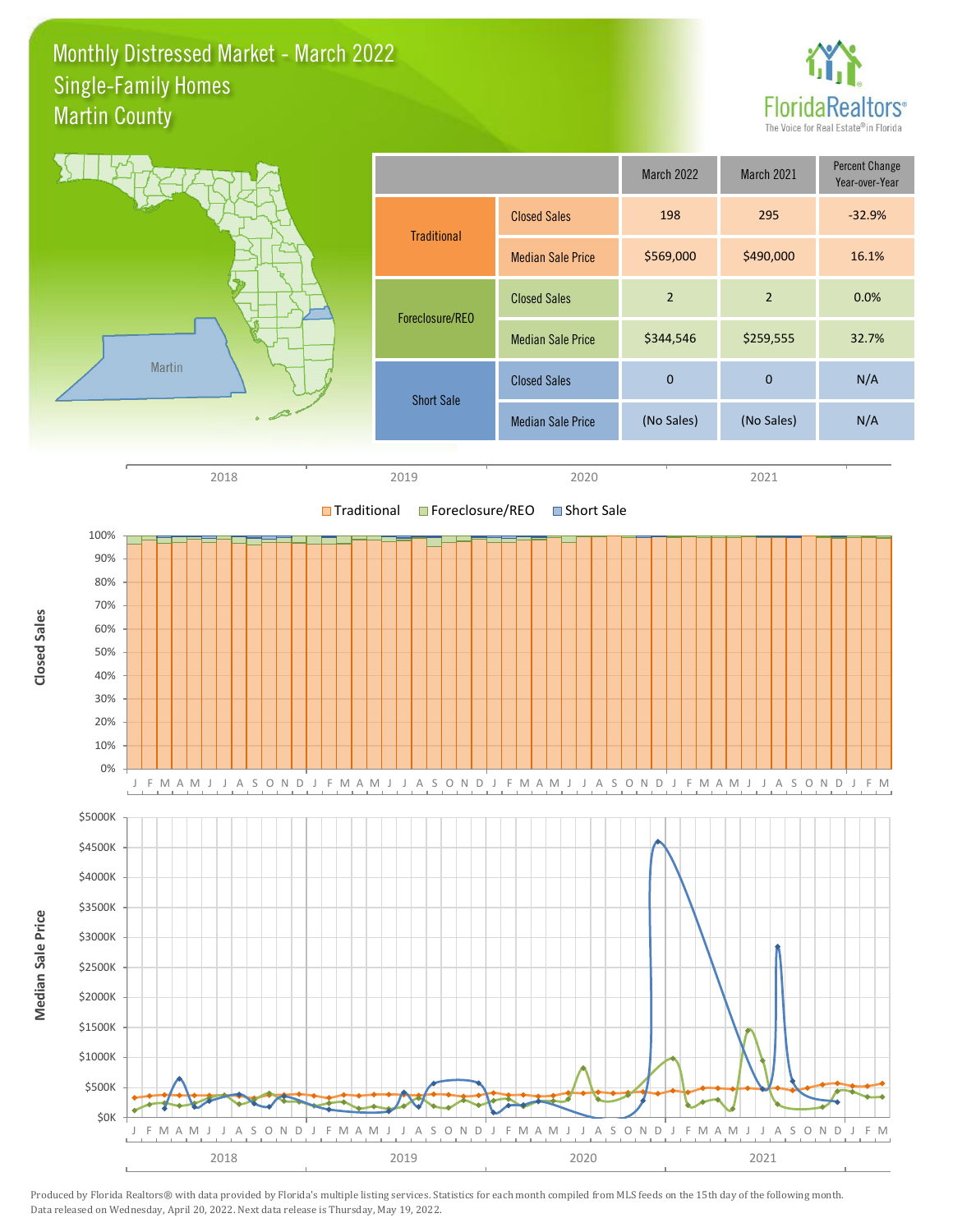# Monthly Distressed Market - March 2022
## Single-Family Homes
## Martin County

FloridaRealtors®
The Voice for Real Estate® in Florida

Martin

| | | March 2022 | March 2021 | Percent Change Year-over-Year |
|---|---|---|---|---|
| Traditional | Closed Sales | 198 | 295 | -32.9% |
| | Median Sale Price | $569,000 | $490,000 | 16.1% |
| Foreclosure/REO | Closed Sales | 2 | 2 | 0.0% |
| | Median Sale Price | $344,546 | $259,555 | 32.7% |
| Short Sale | Closed Sales | 0 | 0 | N/A |
| | Median Sale Price | (No Sales) | (No Sales) | N/A |

2018 2019 2020 2021

Traditional Foreclosure/REO Short Sale

Closed Sales

100% 90% 80% 70% 60% 50% 40% 30% 20% 10% 0%

J F M A M J J A S O N D J F M A M J J A S O N D J F M A M J J A S O N D J F M A M J J A S O N D J F M

Median Sale Price

$5000K $4500K $4000K $3500K $3000K $2500K $2000K $1500K $1000K $500K $0K

J F M A M J J A S O N D J F M A M J J A S O N D J F M A M J J A S O N D J F M A M J J A S O N D J F M

2018 2019 2020 2021

Produced by Florida Realtors® with data provided by Florida's multiple listing services. Statistics for each month compiled from MLS feeds on the 15th day of the following month. Data released on Wednesday, April 20, 2022. Next data release is Thursday, May 19, 2022.